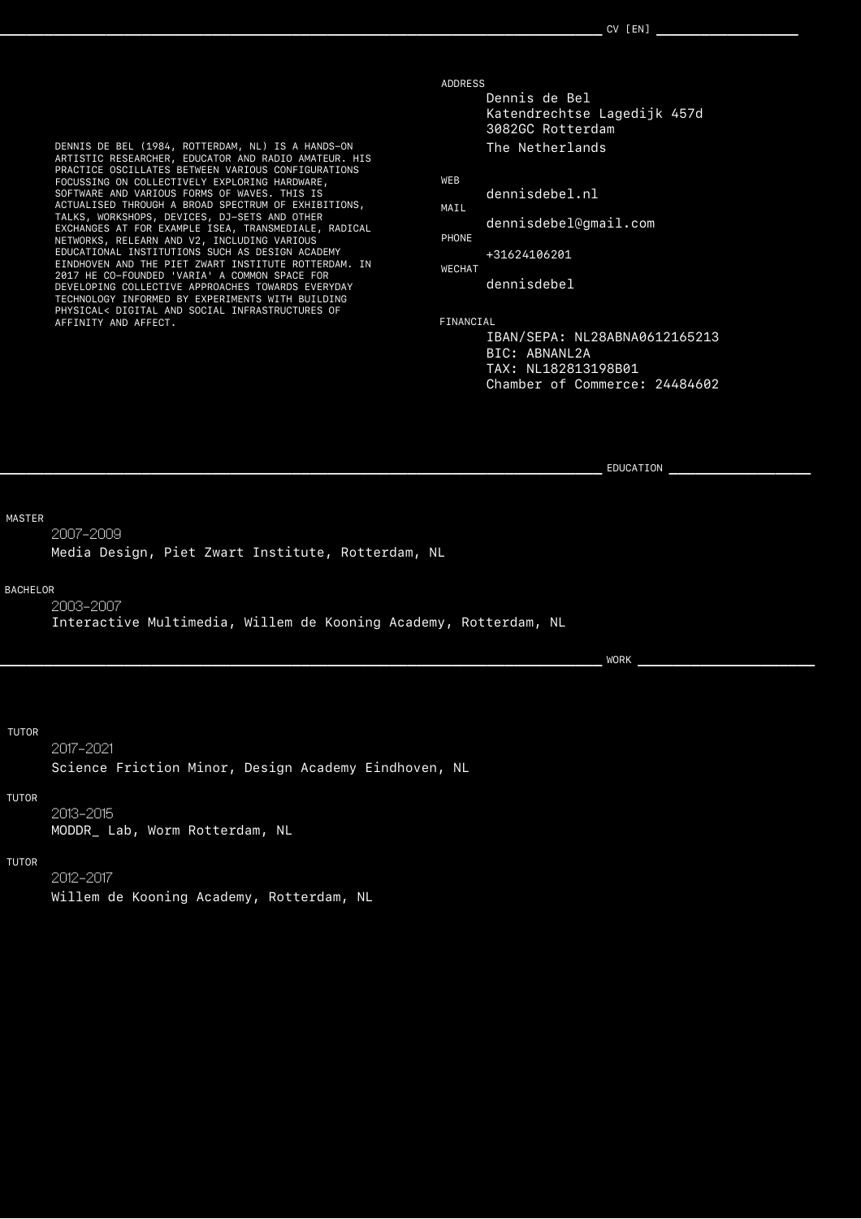## CV [EN]

DENNIS DE BEL (1984, ROTTERDAM, NL) IS A HANDS-ON ARTISTIC RESEARCHER, EDUCATOR AND RADIO AMATEUR. HIS PRACTICE OSCILLATES BETWEEN VARIOUS CONFIGURATIONS FOCUSSING ON COLLECTIVELY EXPLORING HARDWARE, SOFTWARE AND VARIOUS FORMS OF WAVES. THIS IS ACTUALISED THROUGH A BROAD SPECTRUM OF EXHIBITIONS, TALKS, WORKSHOPS, DEVICES, DJ-SETS AND OTHER EXCHANGES AT FOR EXAMPLE ISEA, TRANSMEDIALE, RADICAL NETWORKS, RELEARN AND V2, INCLUDING VARIOUS EDUCATIONAL INSTITUTIONS SUCH AS DESIGN ACADEMY EINDHOVEN AND THE PIET ZWART INSTITUTE ROTTERDAM. IN 2017 HE CO-FOUNDED 'VARIA' A COMMON SPACE FOR DEVELOPING COLLECTIVE APPROACHES TOWARDS EVERYDAY TECHNOLOGY INFORMED BY EXPERIMENTS WITH BUILDING PHYSICAL< DIGITAL AND SOCIAL INFRASTRUCTURES OF AFFINITY AND AFFECT.

ADDRESS

Dennis de Bel
Katendrechtse Lagedijk 457d
3082GC Rotterdam
The Netherlands

WEB

dennisdebel.nl

MAIL

dennisdebel@gmail.com

PHONE

+31624106201

WECHAT

dennisdebel

FINANCIAL

IBAN/SEPA: NL28ABNA0612165213
BIC: ABNANL2A
TAX: NL182813198B01
Chamber of Commerce: 24484602

## EDUCATION

MASTER

2007-2009
Media Design, Piet Zwart Institute, Rotterdam, NL

BACHELOR

2003-2007
Interactive Multimedia, Willem de Kooning Academy, Rotterdam, NL

## WORK

TUTOR

2017-2021
Science Friction Minor, Design Academy Eindhoven, NL

TUTOR

2013-2015
MODDR_ Lab, Worm Rotterdam, NL

TUTOR

2012-2017
Willem de Kooning Academy, Rotterdam, NL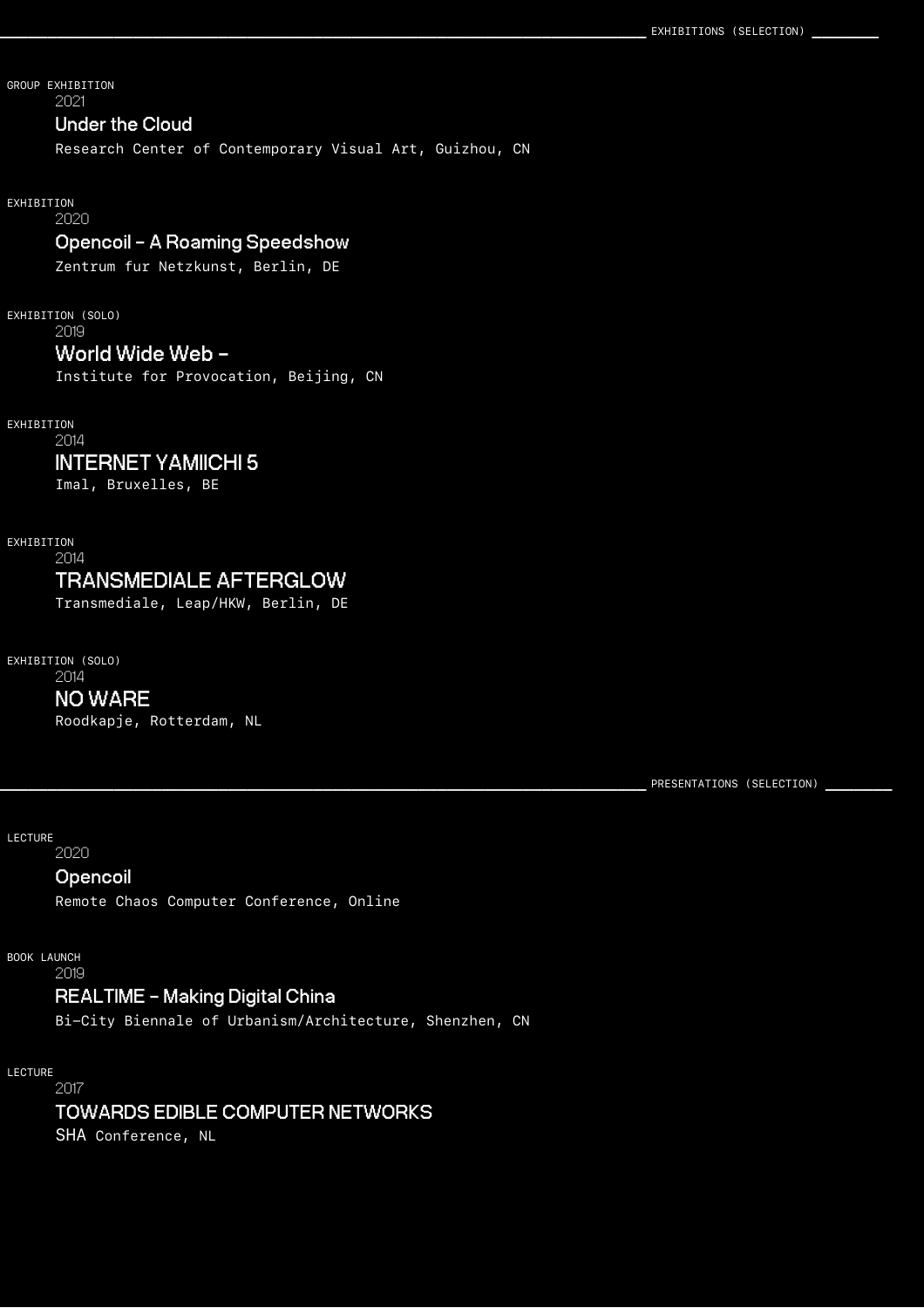## EXHIBITIONS (SELECTION)

GROUP EXHIBITION
2021
### Under the Cloud
Research Center of Contemporary Visual Art, Guizhou, CN

EXHIBITION
2020
### Opencoil – A Roaming Speedshow
Zentrum fur Netzkunst, Berlin, DE

EXHIBITION (SOLO)
2019
### World Wide Web –
Institute for Provocation, Beijing, CN

EXHIBITION
2014
### INTERNET YAMIICHI 5
Imal, Bruxelles, BE

EXHIBITION
2014
### TRANSMEDIALE AFTERGLOW
Transmediale, Leap/HKW, Berlin, DE

EXHIBITION (SOLO)
2014
### NO WARE
Roodkapje, Rotterdam, NL

## PRESENTATIONS (SELECTION)

LECTURE
2020
### Opencoil
Remote Chaos Computer Conference, Online

BOOK LAUNCH
2019
### REALTIME – Making Digital China
Bi-City Biennale of Urbanism/Architecture, Shenzhen, CN

LECTURE
2017
### TOWARDS EDIBLE COMPUTER NETWORKS
SHA Conference, NL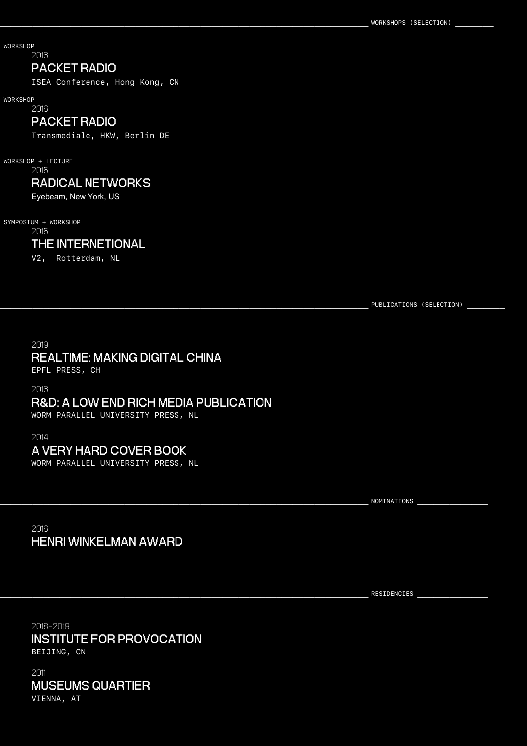## WORKSHOPS (SELECTION)

WORKSHOP

2016

### PACKET RADIO

ISEA Conference, Hong Kong, CN

WORKSHOP

2016

### PACKET RADIO

Transmediale, HKW, Berlin DE

WORKSHOP + LECTURE

2015

### RADICAL NETWORKS

Eyebeam, New York, US

SYMPOSIUM + WORKSHOP

2015

### THE INTERNETIONAL

V2, Rotterdam, NL

## PUBLICATIONS (SELECTION)

2019

### REALTIME: MAKING DIGITAL CHINA

EPFL PRESS, CH

2016

### R&D: A LOW END RICH MEDIA PUBLICATION

WORM PARALLEL UNIVERSITY PRESS, NL

2014

### A VERY HARD COVER BOOK

WORM PARALLEL UNIVERSITY PRESS, NL

## NOMINATIONS

2016

### HENRI WINKELMAN AWARD

## RESIDENCIES

2018–2019

### INSTITUTE FOR PROVOCATION

BEIJING, CN

2011

### MUSEUMS QUARTIER

VIENNA, AT